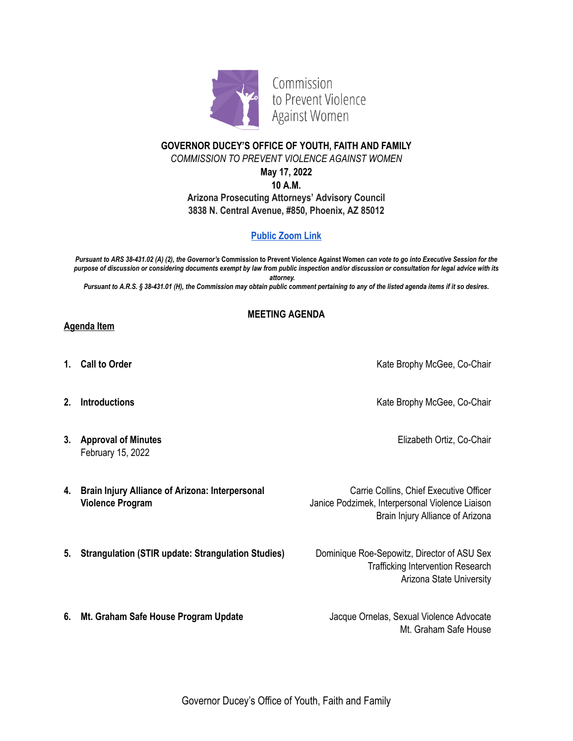Commission to Prevent Violence Against Women

**GOVERNOR DUCEY'S OFFICE OF YOUTH, FAITH AND FAMILY**

*COMMISSION TO PREVENT VIOLENCE AGAINST WOMEN*

**May 17, 2022**

**10 A.M.**

**Arizona Prosecuting Attorneys' Advisory Council**

**3838 N. Central Avenue, #850, Phoenix, AZ 85012**

**Public Zoom Link**

***Pursuant to ARS 38-431.02 (A) (2), the Governor's* Commission to Prevent Violence Against Women *can vote to go into Executive Session for the purpose of discussion or considering documents exempt by law from public inspection and/or discussion or consultation for legal advice with its attorney.***

***Pursuant to A.R.S. § 38-431.01 (H), the Commission may obtain public comment pertaining to any of the listed agenda items if it so desires.***

## MEETING AGENDA

**Agenda Item**

1. **Call to Order** — Kate Brophy McGee, Co-Chair

2. **Introductions** — Kate Brophy McGee, Co-Chair

3. **Approval of Minutes** — Elizabeth Ortiz, Co-Chair
   February 15, 2022

4. **Brain Injury Alliance of Arizona: Interpersonal Violence Program** — Carrie Collins, Chief Executive Officer; Janice Podzimek, Interpersonal Violence Liaison; Brain Injury Alliance of Arizona

5. **Strangulation (STIR update: Strangulation Studies)** — Dominique Roe-Sepowitz, Director of ASU Sex Trafficking Intervention Research; Arizona State University

6. **Mt. Graham Safe House Program Update** — Jacque Ornelas, Sexual Violence Advocate; Mt. Graham Safe House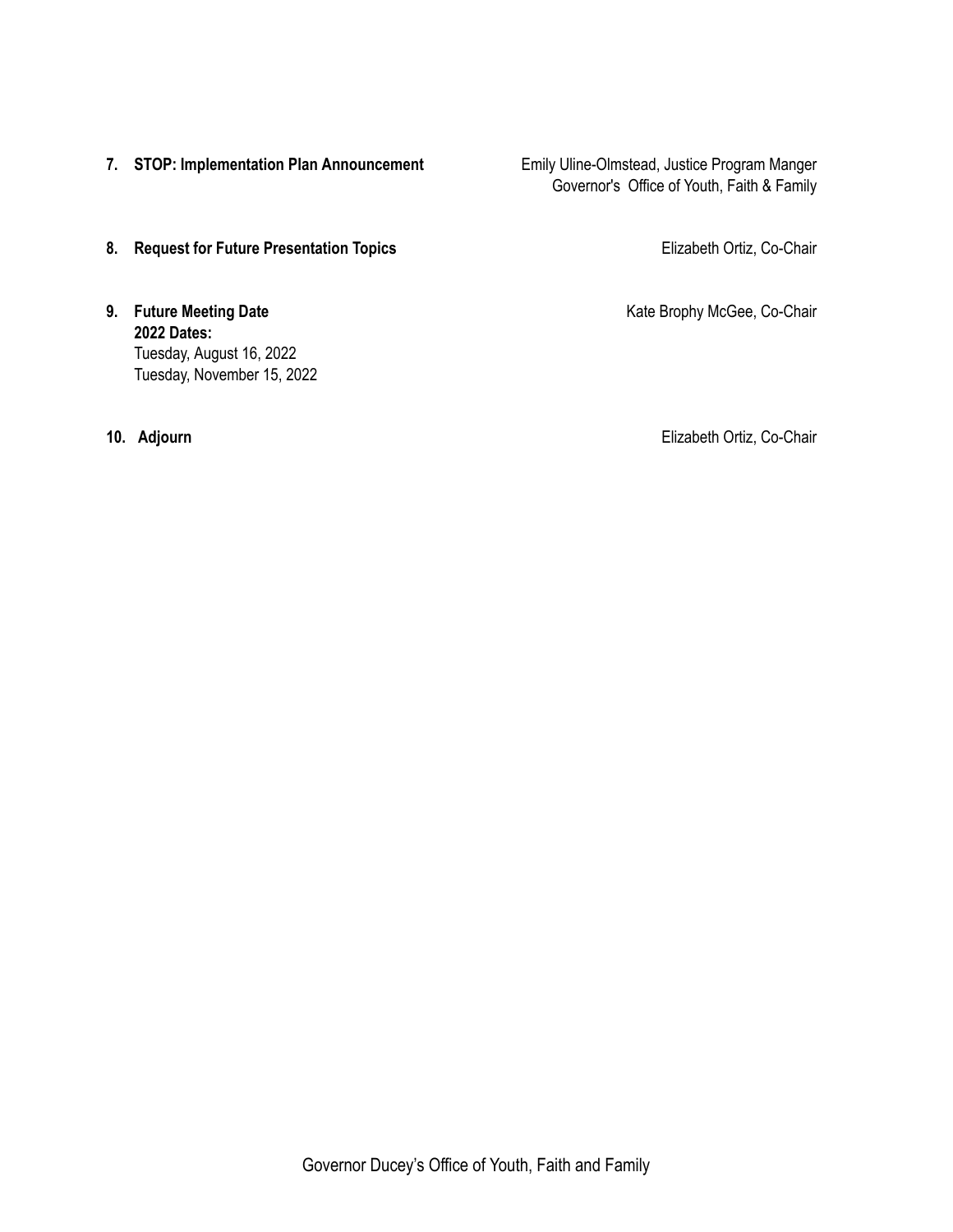7. **STOP: Implementation Plan Announcement** — Emily Uline-Olmstead, Justice Program Manger, Governor's Office of Youth, Faith & Family

8. **Request for Future Presentation Topics** — Elizabeth Ortiz, Co-Chair

9. **Future Meeting Date** — Kate Brophy McGee, Co-Chair
   **2022 Dates:**
   Tuesday, August 16, 2022
   Tuesday, November 15, 2022

10. **Adjourn** — Elizabeth Ortiz, Co-Chair